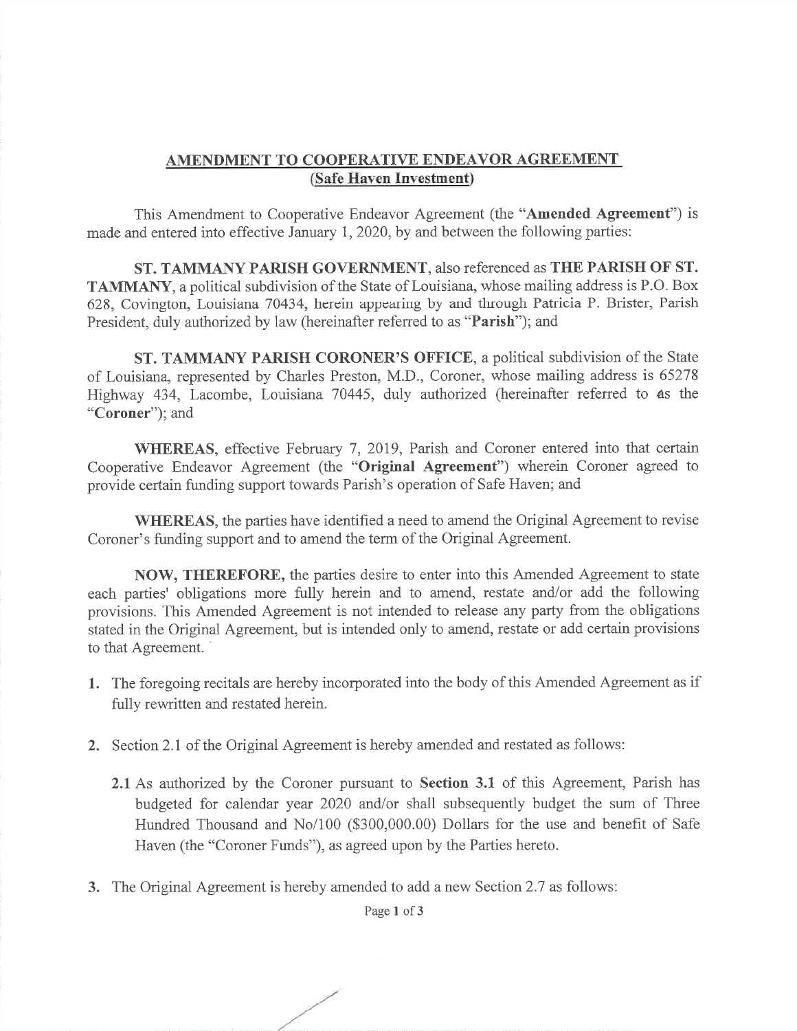## AMENDMENT TO COOPERATIVE ENDEAVOR AGREEMENT
### (Safe Haven Investment)

This Amendment to Cooperative Endeavor Agreement (the "**Amended Agreement**") is made and entered into effective January 1, 2020, by and between the following parties:

**ST. TAMMANY PARISH GOVERNMENT**, also referenced as **THE PARISH OF ST. TAMMANY**, a political subdivision of the State of Louisiana, whose mailing address is P.O. Box 628, Covington, Louisiana 70434, herein appearing by and through Patricia P. Brister, Parish President, duly authorized by law (hereinafter referred to as "**Parish**"); and

**ST. TAMMANY PARISH CORONER'S OFFICE**, a political subdivision of the State of Louisiana, represented by Charles Preston, M.D., Coroner, whose mailing address is 65278 Highway 434, Lacombe, Louisiana 70445, duly authorized (hereinafter referred to as the "**Coroner**"); and

**WHEREAS**, effective February 7, 2019, Parish and Coroner entered into that certain Cooperative Endeavor Agreement (the "**Original Agreement**") wherein Coroner agreed to provide certain funding support towards Parish's operation of Safe Haven; and

**WHEREAS**, the parties have identified a need to amend the Original Agreement to revise Coroner's funding support and to amend the term of the Original Agreement.

**NOW, THEREFORE,** the parties desire to enter into this Amended Agreement to state each parties' obligations more fully herein and to amend, restate and/or add the following provisions. This Amended Agreement is not intended to release any party from the obligations stated in the Original Agreement, but is intended only to amend, restate or add certain provisions to that Agreement.

1. The foregoing recitals are hereby incorporated into the body of this Amended Agreement as if fully rewritten and restated herein.

2. Section 2.1 of the Original Agreement is hereby amended and restated as follows:

   **2.1** As authorized by the Coroner pursuant to **Section 3.1** of this Agreement, Parish has budgeted for calendar year 2020 and/or shall subsequently budget the sum of Three Hundred Thousand and No/100 ($300,000.00) Dollars for the use and benefit of Safe Haven (the "Coroner Funds"), as agreed upon by the Parties hereto.

3. The Original Agreement is hereby amended to add a new Section 2.7 as follows: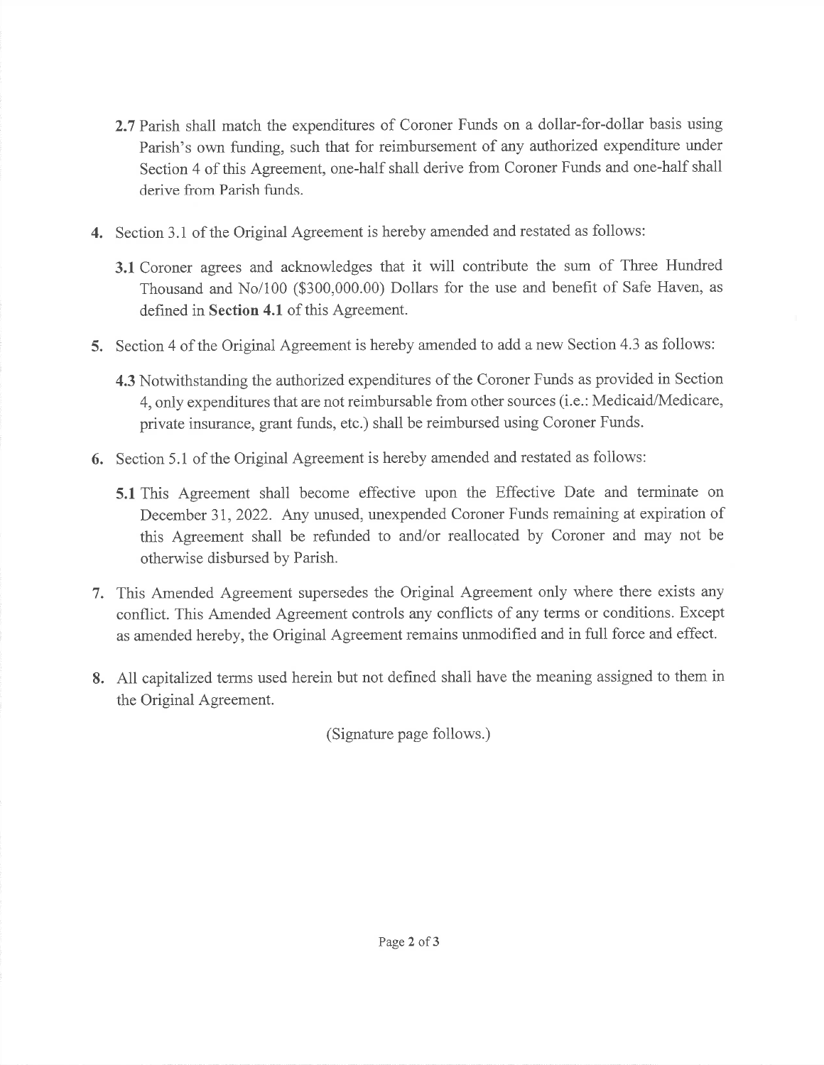**2.7** Parish shall match the expenditures of Coroner Funds on a dollar-for-dollar basis using Parish's own funding, such that for reimbursement of any authorized expenditure under Section 4 of this Agreement, one-half shall derive from Coroner Funds and one-half shall derive from Parish funds.

4. Section 3.1 of the Original Agreement is hereby amended and restated as follows:

   **3.1** Coroner agrees and acknowledges that it will contribute the sum of Three Hundred Thousand and No/100 ($300,000.00) Dollars for the use and benefit of Safe Haven, as defined in **Section 4.1** of this Agreement.

5. Section 4 of the Original Agreement is hereby amended to add a new Section 4.3 as follows:

   **4.3** Notwithstanding the authorized expenditures of the Coroner Funds as provided in Section 4, only expenditures that are not reimbursable from other sources (i.e.: Medicaid/Medicare, private insurance, grant funds, etc.) shall be reimbursed using Coroner Funds.

6. Section 5.1 of the Original Agreement is hereby amended and restated as follows:

   **5.1** This Agreement shall become effective upon the Effective Date and terminate on December 31, 2022. Any unused, unexpended Coroner Funds remaining at expiration of this Agreement shall be refunded to and/or reallocated by Coroner and may not be otherwise disbursed by Parish.

7. This Amended Agreement supersedes the Original Agreement only where there exists any conflict. This Amended Agreement controls any conflicts of any terms or conditions. Except as amended hereby, the Original Agreement remains unmodified and in full force and effect.

8. All capitalized terms used herein but not defined shall have the meaning assigned to them in the Original Agreement.

(Signature page follows.)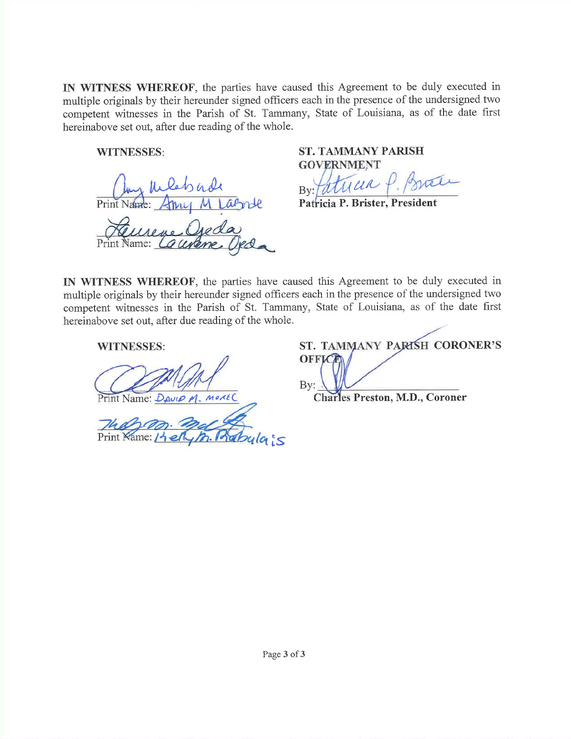**IN WITNESS WHEREOF**, the parties have caused this Agreement to be duly executed in multiple originals by their hereunder signed officers each in the presence of the undersigned two competent witnesses in the Parish of St. Tammany, State of Louisiana, as of the date first hereinabove set out, after due reading of the whole.

**WITNESSES:**

Print Name: Amy M Laborde

Print Name: Laurene Ojeda

**ST. TAMMANY PARISH GOVERNMENT**

By: 

**Patricia P. Brister, President**

**IN WITNESS WHEREOF**, the parties have caused this Agreement to be duly executed in multiple originals by their hereunder signed officers each in the presence of the undersigned two competent witnesses in the Parish of St. Tammany, State of Louisiana, as of the date first hereinabove set out, after due reading of the whole.

**WITNESSES:**

Print Name: DAVID M. MOREC

Print Name: Kelly M. Rabalais

**ST. TAMMANY PARISH CORONER'S OFFICE**

By: 

**Charles Preston, M.D., Coroner**